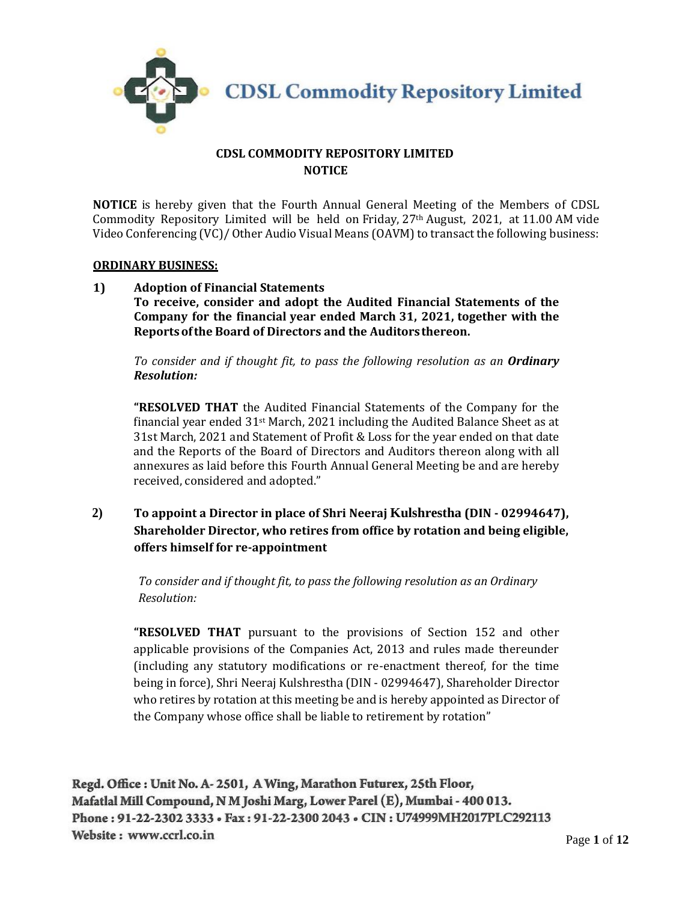# CDSL Commodity Repository Limited

## CDSL COMMODITY REPOSITORY LIMITED
## NOTICE

**NOTICE** is hereby given that the Fourth Annual General Meeting of the Members of CDSL Commodity Repository Limited will be held on Friday, 27th August, 2021, at 11.00 AM vide Video Conferencing (VC)/ Other Audio Visual Means (OAVM) to transact the following business:

### ORDINARY BUSINESS:

**1) Adoption of Financial Statements**
**To receive, consider and adopt the Audited Financial Statements of the Company for the financial year ended March 31, 2021, together with the Reports of the Board of Directors and the Auditors thereon.**

*To consider and if thought fit, to pass the following resolution as an* ***Ordinary Resolution:***

**"RESOLVED THAT** the Audited Financial Statements of the Company for the financial year ended 31st March, 2021 including the Audited Balance Sheet as at 31st March, 2021 and Statement of Profit & Loss for the year ended on that date and the Reports of the Board of Directors and Auditors thereon along with all annexures as laid before this Fourth Annual General Meeting be and are hereby received, considered and adopted."

**2) To appoint a Director in place of Shri Neeraj Kulshrestha (DIN - 02994647), Shareholder Director, who retires from office by rotation and being eligible, offers himself for re-appointment**

*To consider and if thought fit, to pass the following resolution as an Ordinary Resolution:*

**"RESOLVED THAT** pursuant to the provisions of Section 152 and other applicable provisions of the Companies Act, 2013 and rules made thereunder (including any statutory modifications or re-enactment thereof, for the time being in force), Shri Neeraj Kulshrestha (DIN - 02994647), Shareholder Director who retires by rotation at this meeting be and is hereby appointed as Director of the Company whose office shall be liable to retirement by rotation"

Regd. Office : Unit No. A- 2501, A Wing, Marathon Futurex, 25th Floor, Mafatlal Mill Compound, N M Joshi Marg, Lower Parel (E), Mumbai - 400 013.
Phone : 91-22-2302 3333 • Fax : 91-22-2300 2043 • CIN : U74999MH2017PLC292113
Website : www.ccrl.co.in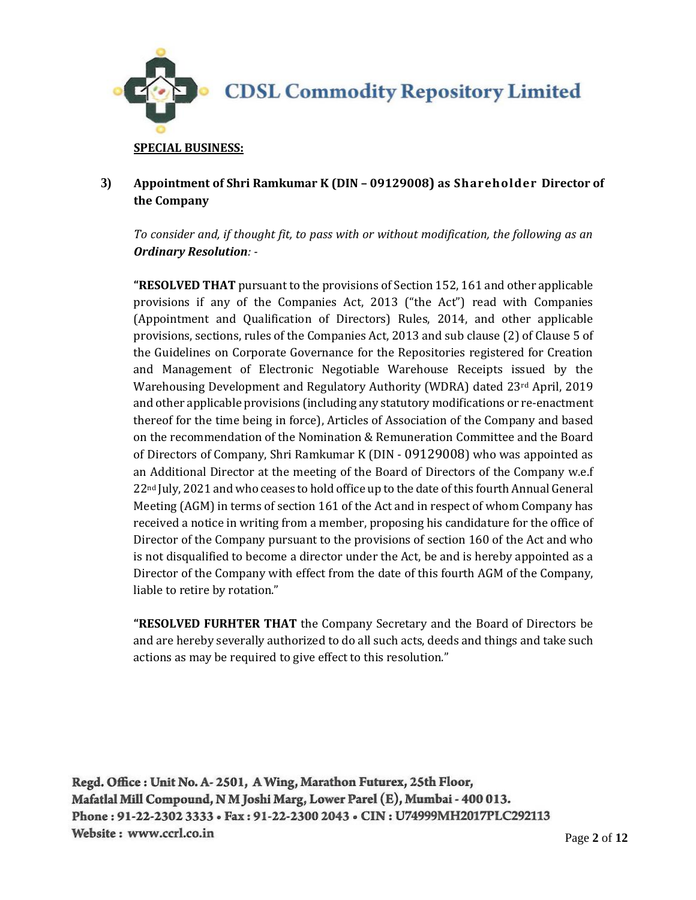**SPECIAL BUSINESS:**

**3) Appointment of Shri Ramkumar K (DIN – 09129008) as Shareholder Director of the Company**

*To consider and, if thought fit, to pass with or without modification, the following as an* ***Ordinary Resolution****: -*

**"RESOLVED THAT** pursuant to the provisions of Section 152, 161 and other applicable provisions if any of the Companies Act, 2013 ("the Act") read with Companies (Appointment and Qualification of Directors) Rules, 2014, and other applicable provisions, sections, rules of the Companies Act, 2013 and sub clause (2) of Clause 5 of the Guidelines on Corporate Governance for the Repositories registered for Creation and Management of Electronic Negotiable Warehouse Receipts issued by the Warehousing Development and Regulatory Authority (WDRA) dated 23rd April, 2019 and other applicable provisions (including any statutory modifications or re-enactment thereof for the time being in force), Articles of Association of the Company and based on the recommendation of the Nomination & Remuneration Committee and the Board of Directors of Company, Shri Ramkumar K (DIN - 09129008) who was appointed as an Additional Director at the meeting of the Board of Directors of the Company w.e.f 22nd July, 2021 and who ceases to hold office up to the date of this fourth Annual General Meeting (AGM) in terms of section 161 of the Act and in respect of whom Company has received a notice in writing from a member, proposing his candidature for the office of Director of the Company pursuant to the provisions of section 160 of the Act and who is not disqualified to become a director under the Act, be and is hereby appointed as a Director of the Company with effect from the date of this fourth AGM of the Company, liable to retire by rotation."

**"RESOLVED FURHTER THAT** the Company Secretary and the Board of Directors be and are hereby severally authorized to do all such acts, deeds and things and take such actions as may be required to give effect to this resolution."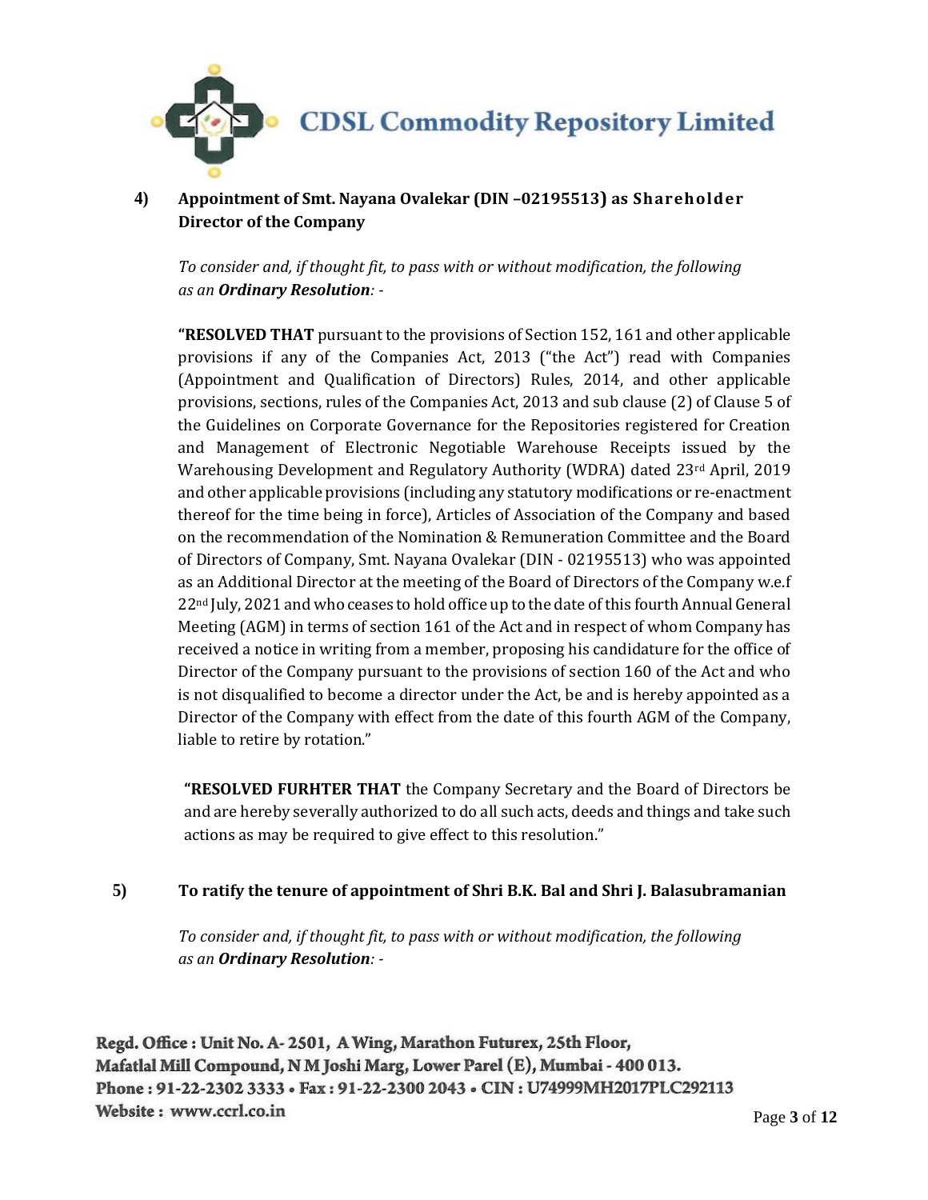**4) Appointment of Smt. Nayana Ovalekar (DIN –02195513) as Shareholder Director of the Company**

*To consider and, if thought fit, to pass with or without modification, the following as an **Ordinary Resolution**: -*

**"RESOLVED THAT** pursuant to the provisions of Section 152, 161 and other applicable provisions if any of the Companies Act, 2013 ("the Act") read with Companies (Appointment and Qualification of Directors) Rules, 2014, and other applicable provisions, sections, rules of the Companies Act, 2013 and sub clause (2) of Clause 5 of the Guidelines on Corporate Governance for the Repositories registered for Creation and Management of Electronic Negotiable Warehouse Receipts issued by the Warehousing Development and Regulatory Authority (WDRA) dated 23rd April, 2019 and other applicable provisions (including any statutory modifications or re-enactment thereof for the time being in force), Articles of Association of the Company and based on the recommendation of the Nomination & Remuneration Committee and the Board of Directors of Company, Smt. Nayana Ovalekar (DIN - 02195513) who was appointed as an Additional Director at the meeting of the Board of Directors of the Company w.e.f 22nd July, 2021 and who ceases to hold office up to the date of this fourth Annual General Meeting (AGM) in terms of section 161 of the Act and in respect of whom Company has received a notice in writing from a member, proposing his candidature for the office of Director of the Company pursuant to the provisions of section 160 of the Act and who is not disqualified to become a director under the Act, be and is hereby appointed as a Director of the Company with effect from the date of this fourth AGM of the Company, liable to retire by rotation."

**"RESOLVED FURHTER THAT** the Company Secretary and the Board of Directors be and are hereby severally authorized to do all such acts, deeds and things and take such actions as may be required to give effect to this resolution."

**5) To ratify the tenure of appointment of Shri B.K. Bal and Shri J. Balasubramanian**

*To consider and, if thought fit, to pass with or without modification, the following as an **Ordinary Resolution**: -*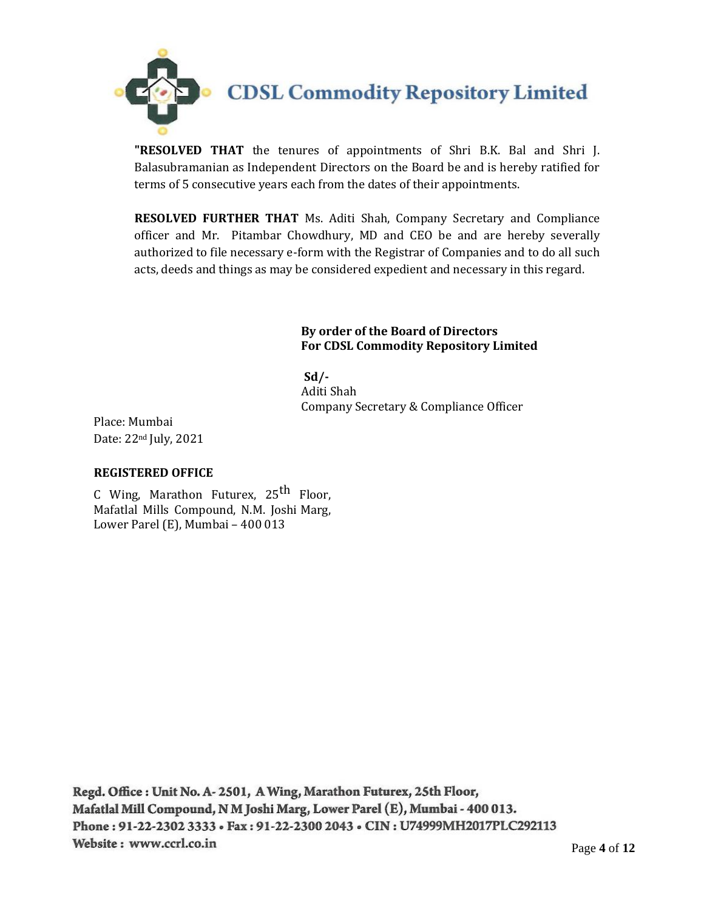**"RESOLVED THAT** the tenures of appointments of Shri B.K. Bal and Shri J. Balasubramanian as Independent Directors on the Board be and is hereby ratified for terms of 5 consecutive years each from the dates of their appointments.

**RESOLVED FURTHER THAT** Ms. Aditi Shah, Company Secretary and Compliance officer and Mr. Pitambar Chowdhury, MD and CEO be and are hereby severally authorized to file necessary e-form with the Registrar of Companies and to do all such acts, deeds and things as may be considered expedient and necessary in this regard.

**By order of the Board of Directors**
**For CDSL Commodity Repository Limited**

**Sd/-**
Aditi Shah
Company Secretary & Compliance Officer

Place: Mumbai
Date: 22nd July, 2021

**REGISTERED OFFICE**

C Wing, Marathon Futurex, 25th Floor,
Mafatlal Mills Compound, N.M. Joshi Marg,
Lower Parel (E), Mumbai – 400 013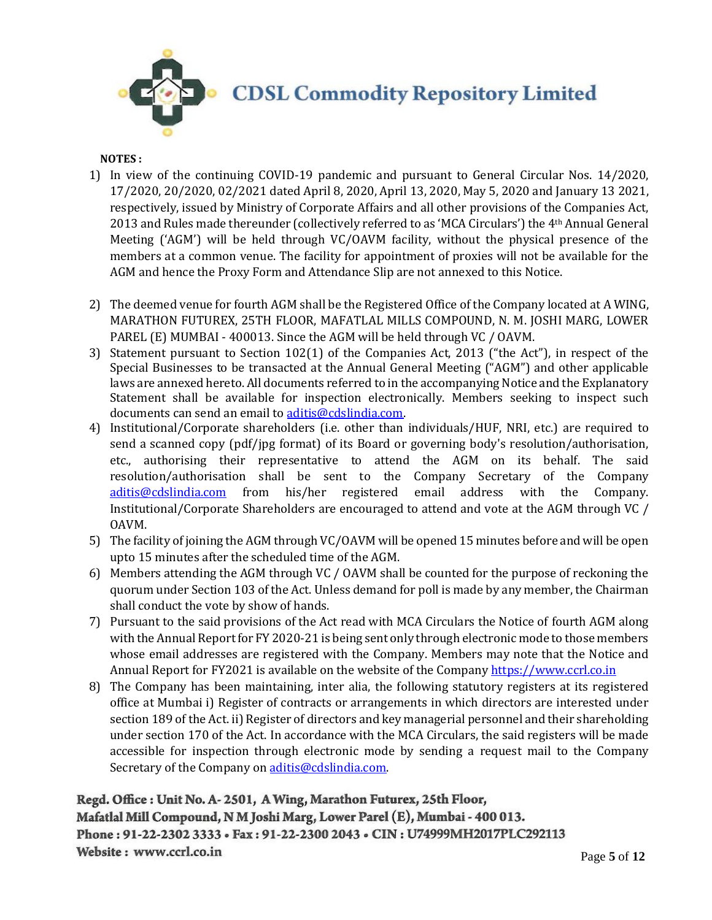**NOTES :**

1) In view of the continuing COVID-19 pandemic and pursuant to General Circular Nos. 14/2020, 17/2020, 20/2020, 02/2021 dated April 8, 2020, April 13, 2020, May 5, 2020 and January 13 2021, respectively, issued by Ministry of Corporate Affairs and all other provisions of the Companies Act, 2013 and Rules made thereunder (collectively referred to as 'MCA Circulars') the 4th Annual General Meeting ('AGM') will be held through VC/OAVM facility, without the physical presence of the members at a common venue. The facility for appointment of proxies will not be available for the AGM and hence the Proxy Form and Attendance Slip are not annexed to this Notice.

2) The deemed venue for fourth AGM shall be the Registered Office of the Company located at A WING, MARATHON FUTUREX, 25TH FLOOR, MAFATLAL MILLS COMPOUND, N. M. JOSHI MARG, LOWER PAREL (E) MUMBAI - 400013. Since the AGM will be held through VC / OAVM.

3) Statement pursuant to Section 102(1) of the Companies Act, 2013 ("the Act"), in respect of the Special Businesses to be transacted at the Annual General Meeting ("AGM") and other applicable laws are annexed hereto. All documents referred to in the accompanying Notice and the Explanatory Statement shall be available for inspection electronically. Members seeking to inspect such documents can send an email to aditis@cdslindia.com.

4) Institutional/Corporate shareholders (i.e. other than individuals/HUF, NRI, etc.) are required to send a scanned copy (pdf/jpg format) of its Board or governing body's resolution/authorisation, etc., authorising their representative to attend the AGM on its behalf. The said resolution/authorisation shall be sent to the Company Secretary of the Company aditis@cdslindia.com from his/her registered email address with the Company. Institutional/Corporate Shareholders are encouraged to attend and vote at the AGM through VC / OAVM.

5) The facility of joining the AGM through VC/OAVM will be opened 15 minutes before and will be open upto 15 minutes after the scheduled time of the AGM.

6) Members attending the AGM through VC / OAVM shall be counted for the purpose of reckoning the quorum under Section 103 of the Act. Unless demand for poll is made by any member, the Chairman shall conduct the vote by show of hands.

7) Pursuant to the said provisions of the Act read with MCA Circulars the Notice of fourth AGM along with the Annual Report for FY 2020-21 is being sent only through electronic mode to those members whose email addresses are registered with the Company. Members may note that the Notice and Annual Report for FY2021 is available on the website of the Company https://www.ccrl.co.in

8) The Company has been maintaining, inter alia, the following statutory registers at its registered office at Mumbai i) Register of contracts or arrangements in which directors are interested under section 189 of the Act. ii) Register of directors and key managerial personnel and their shareholding under section 170 of the Act. In accordance with the MCA Circulars, the said registers will be made accessible for inspection through electronic mode by sending a request mail to the Company Secretary of the Company on aditis@cdslindia.com.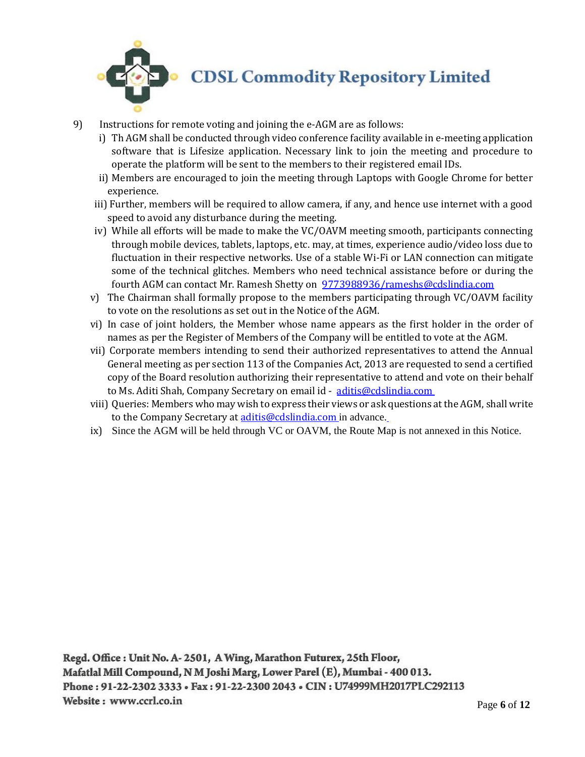9) Instructions for remote voting and joining the e-AGM are as follows:

i) Th AGM shall be conducted through video conference facility available in e-meeting application software that is Lifesize application. Necessary link to join the meeting and procedure to operate the platform will be sent to the members to their registered email IDs.

ii) Members are encouraged to join the meeting through Laptops with Google Chrome for better experience.

iii) Further, members will be required to allow camera, if any, and hence use internet with a good speed to avoid any disturbance during the meeting.

iv) While all efforts will be made to make the VC/OAVM meeting smooth, participants connecting through mobile devices, tablets, laptops, etc. may, at times, experience audio/video loss due to fluctuation in their respective networks. Use of a stable Wi-Fi or LAN connection can mitigate some of the technical glitches. Members who need technical assistance before or during the fourth AGM can contact Mr. Ramesh Shetty on 9773988936/rameshs@cdslindia.com

v) The Chairman shall formally propose to the members participating through VC/OAVM facility to vote on the resolutions as set out in the Notice of the AGM.

vi) In case of joint holders, the Member whose name appears as the first holder in the order of names as per the Register of Members of the Company will be entitled to vote at the AGM.

vii) Corporate members intending to send their authorized representatives to attend the Annual General meeting as per section 113 of the Companies Act, 2013 are requested to send a certified copy of the Board resolution authorizing their representative to attend and vote on their behalf to Ms. Aditi Shah, Company Secretary on email id - aditis@cdslindia.com

viii) Queries: Members who may wish to express their views or ask questions at the AGM, shall write to the Company Secretary at aditis@cdslindia.com in advance.

ix) Since the AGM will be held through VC or OAVM, the Route Map is not annexed in this Notice.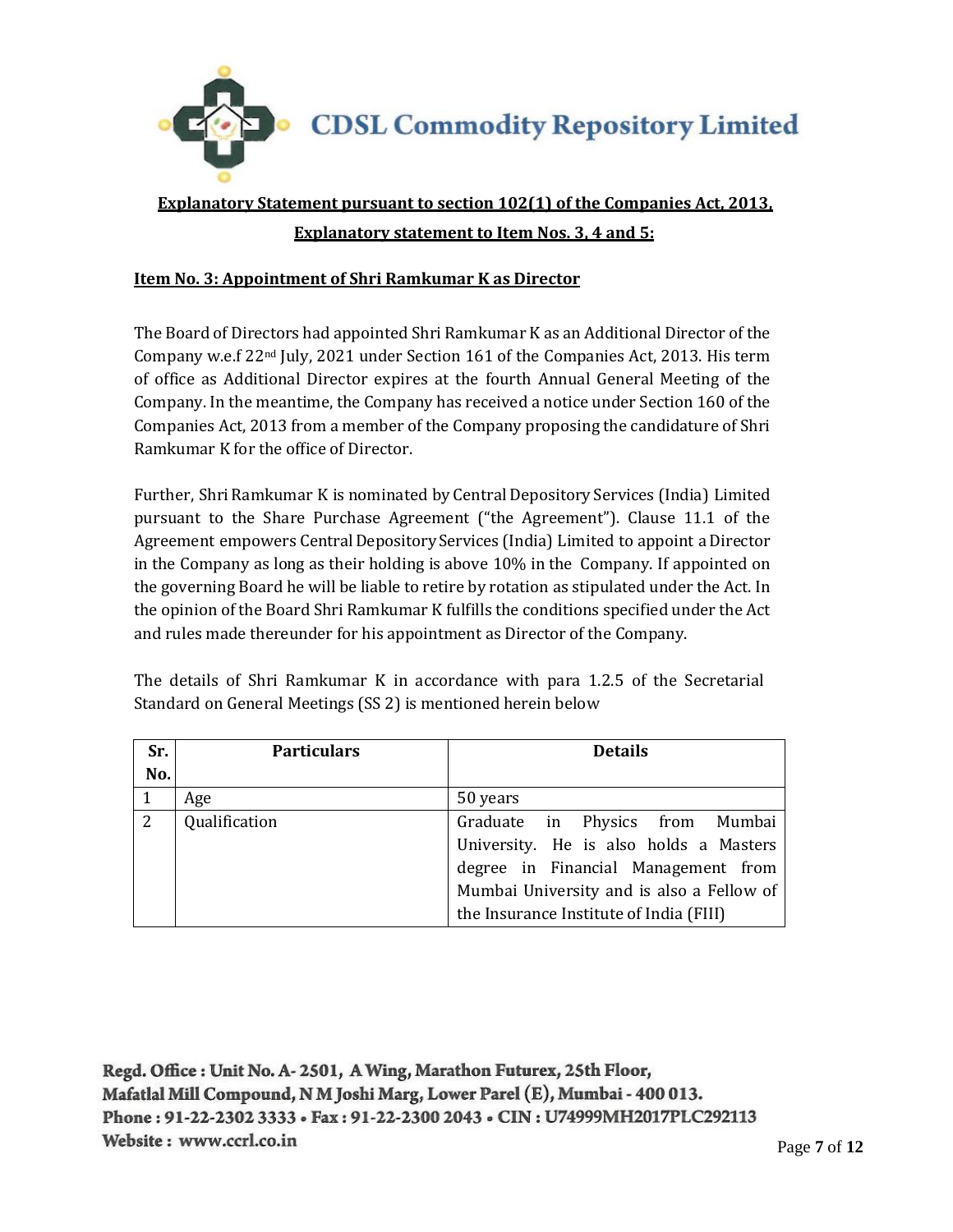**CDSL Commodity Repository Limited**

## Explanatory Statement pursuant to section 102(1) of the Companies Act, 2013,

## Explanatory statement to Item Nos. 3, 4 and 5:

### Item No. 3: Appointment of Shri Ramkumar K as Director

The Board of Directors had appointed Shri Ramkumar K as an Additional Director of the Company w.e.f 22nd July, 2021 under Section 161 of the Companies Act, 2013. His term of office as Additional Director expires at the fourth Annual General Meeting of the Company. In the meantime, the Company has received a notice under Section 160 of the Companies Act, 2013 from a member of the Company proposing the candidature of Shri Ramkumar K for the office of Director.

Further, Shri Ramkumar K is nominated by Central Depository Services (India) Limited pursuant to the Share Purchase Agreement ("the Agreement"). Clause 11.1 of the Agreement empowers Central Depository Services (India) Limited to appoint a Director in the Company as long as their holding is above 10% in the Company. If appointed on the governing Board he will be liable to retire by rotation as stipulated under the Act. In the opinion of the Board Shri Ramkumar K fulfills the conditions specified under the Act and rules made thereunder for his appointment as Director of the Company.

The details of Shri Ramkumar K in accordance with para 1.2.5 of the Secretarial Standard on General Meetings (SS 2) is mentioned herein below

| Sr. No. | Particulars | Details |
|---|---|---|
| 1 | Age | 50 years |
| 2 | Qualification | Graduate in Physics from Mumbai University. He is also holds a Masters degree in Financial Management from Mumbai University and is also a Fellow of the Insurance Institute of India (FIII) |

Regd. Office : Unit No. A- 2501, A Wing, Marathon Futurex, 25th Floor,
Mafatlal Mill Compound, N M Joshi Marg, Lower Parel (E), Mumbai - 400 013.
Phone : 91-22-2302 3333 • Fax : 91-22-2300 2043 • CIN : U74999MH2017PLC292113
Website : www.ccrl.co.in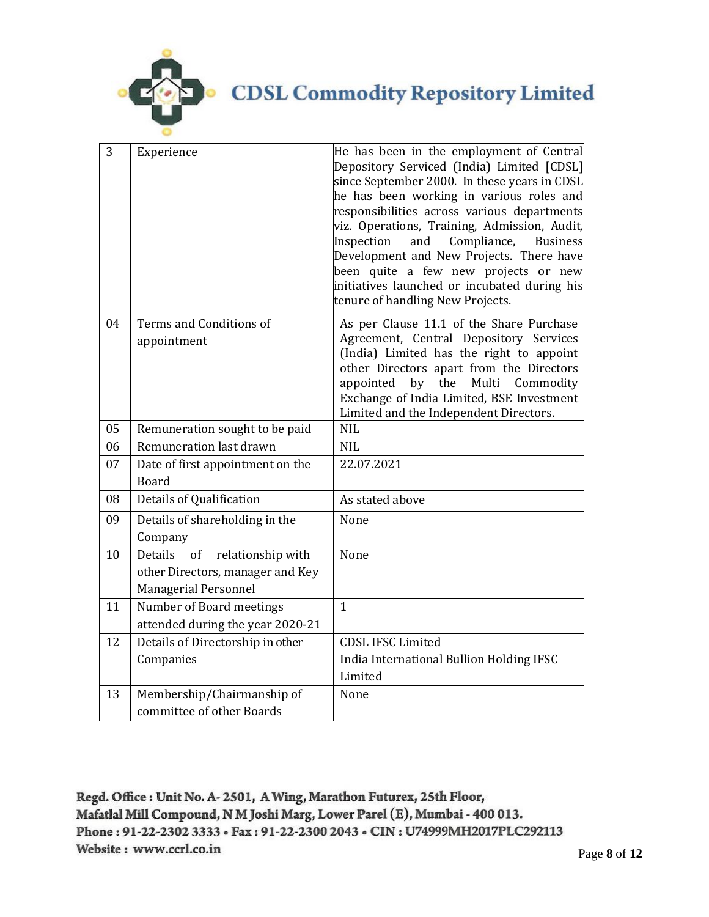| | | |
|---|---|---|
| 3 | Experience | He has been in the employment of Central Depository Serviced (India) Limited [CDSL] since September 2000. In these years in CDSL he has been working in various roles and responsibilities across various departments viz. Operations, Training, Admission, Audit, Inspection and Compliance, Business Development and New Projects. There have been quite a few new projects or new initiatives launched or incubated during his tenure of handling New Projects. |
| 04 | Terms and Conditions of appointment | As per Clause 11.1 of the Share Purchase Agreement, Central Depository Services (India) Limited has the right to appoint other Directors apart from the Directors appointed by the Multi Commodity Exchange of India Limited, BSE Investment Limited and the Independent Directors. |
| 05 | Remuneration sought to be paid | NIL |
| 06 | Remuneration last drawn | NIL |
| 07 | Date of first appointment on the Board | 22.07.2021 |
| 08 | Details of Qualification | As stated above |
| 09 | Details of shareholding in the Company | None |
| 10 | Details of relationship with other Directors, manager and Key Managerial Personnel | None |
| 11 | Number of Board meetings attended during the year 2020-21 | 1 |
| 12 | Details of Directorship in other Companies | CDSL IFSC Limited<br>India International Bullion Holding IFSC Limited |
| 13 | Membership/Chairmanship of committee of other Boards | None |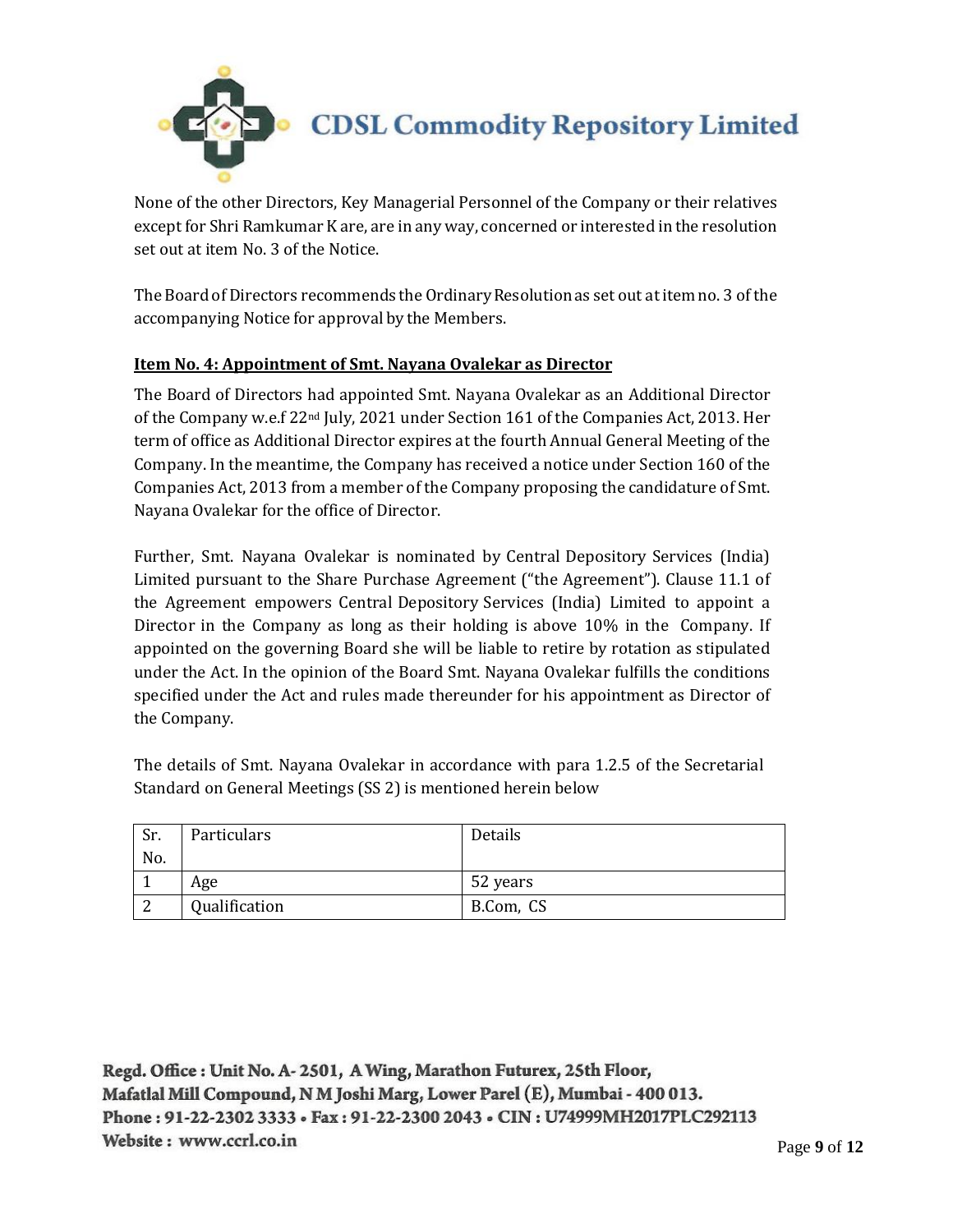None of the other Directors, Key Managerial Personnel of the Company or their relatives except for Shri Ramkumar K are, are in any way, concerned or interested in the resolution set out at item No. 3 of the Notice.

The Board of Directors recommends the Ordinary Resolution as set out at item no. 3 of the accompanying Notice for approval by the Members.

**Item No. 4: Appointment of Smt. Nayana Ovalekar as Director**

The Board of Directors had appointed Smt. Nayana Ovalekar as an Additional Director of the Company w.e.f 22nd July, 2021 under Section 161 of the Companies Act, 2013. Her term of office as Additional Director expires at the fourth Annual General Meeting of the Company. In the meantime, the Company has received a notice under Section 160 of the Companies Act, 2013 from a member of the Company proposing the candidature of Smt. Nayana Ovalekar for the office of Director.

Further, Smt. Nayana Ovalekar is nominated by Central Depository Services (India) Limited pursuant to the Share Purchase Agreement ("the Agreement"). Clause 11.1 of the Agreement empowers Central Depository Services (India) Limited to appoint a Director in the Company as long as their holding is above 10% in the Company. If appointed on the governing Board she will be liable to retire by rotation as stipulated under the Act. In the opinion of the Board Smt. Nayana Ovalekar fulfills the conditions specified under the Act and rules made thereunder for his appointment as Director of the Company.

The details of Smt. Nayana Ovalekar in accordance with para 1.2.5 of the Secretarial Standard on General Meetings (SS 2) is mentioned herein below

| Sr. No. | Particulars | Details |
|---|---|---|
| 1 | Age | 52 years |
| 2 | Qualification | B.Com, CS |

Regd. Office : Unit No. A- 2501, A Wing, Marathon Futurex, 25th Floor, Mafatlal Mill Compound, N M Joshi Marg, Lower Parel (E), Mumbai - 400 013.
Phone : 91-22-2302 3333 • Fax : 91-22-2300 2043 • CIN : U74999MH2017PLC292113
Website : www.ccrl.co.in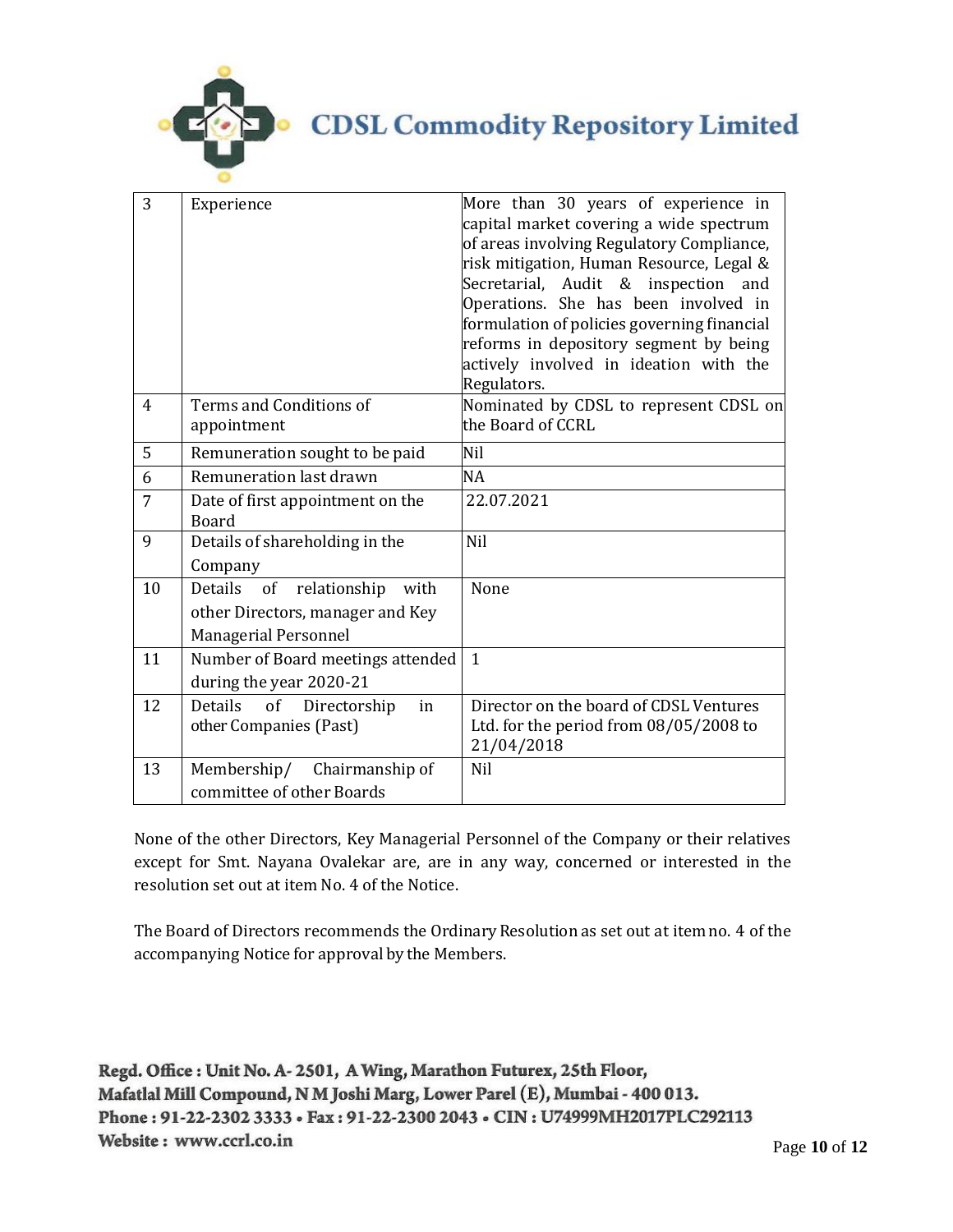| 3 | Experience | More than 30 years of experience in capital market covering a wide spectrum of areas involving Regulatory Compliance, risk mitigation, Human Resource, Legal & Secretarial, Audit & inspection and Operations. She has been involved in formulation of policies governing financial reforms in depository segment by being actively involved in ideation with the Regulators. |
|---|---|---|
| 4 | Terms and Conditions of appointment | Nominated by CDSL to represent CDSL on the Board of CCRL |
| 5 | Remuneration sought to be paid | Nil |
| 6 | Remuneration last drawn | NA |
| 7 | Date of first appointment on the Board | 22.07.2021 |
| 9 | Details of shareholding in the Company | Nil |
| 10 | Details of relationship with other Directors, manager and Key Managerial Personnel | None |
| 11 | Number of Board meetings attended during the year 2020-21 | 1 |
| 12 | Details of Directorship in other Companies (Past) | Director on the board of CDSL Ventures Ltd. for the period from 08/05/2008 to 21/04/2018 |
| 13 | Membership/ Chairmanship of committee of other Boards | Nil |

None of the other Directors, Key Managerial Personnel of the Company or their relatives except for Smt. Nayana Ovalekar are, are in any way, concerned or interested in the resolution set out at item No. 4 of the Notice.

The Board of Directors recommends the Ordinary Resolution as set out at item no. 4 of the accompanying Notice for approval by the Members.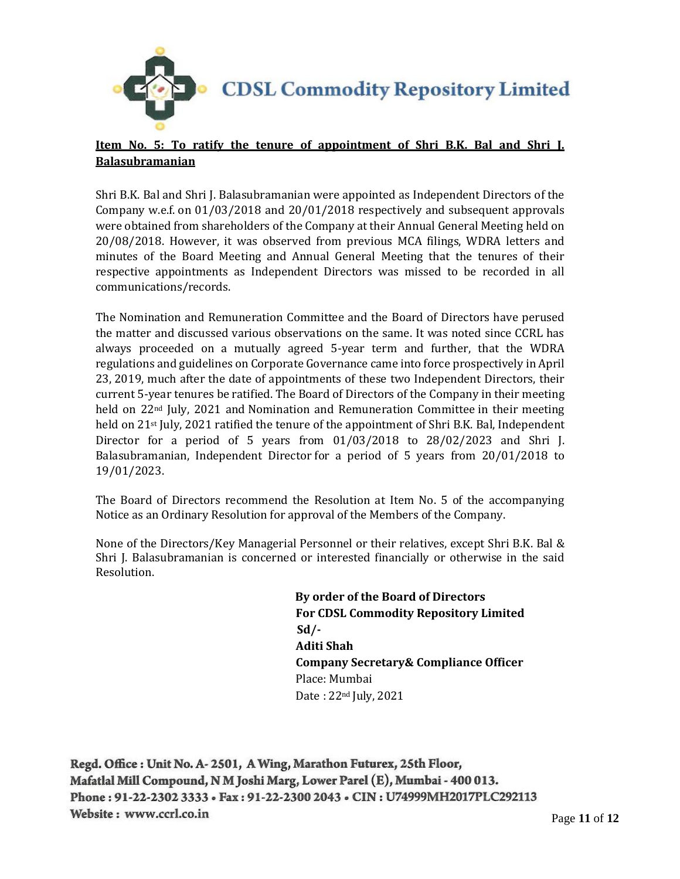**Item No. 5: To ratify the tenure of appointment of Shri B.K. Bal and Shri J. Balasubramanian**

Shri B.K. Bal and Shri J. Balasubramanian were appointed as Independent Directors of the Company w.e.f. on 01/03/2018 and 20/01/2018 respectively and subsequent approvals were obtained from shareholders of the Company at their Annual General Meeting held on 20/08/2018. However, it was observed from previous MCA filings, WDRA letters and minutes of the Board Meeting and Annual General Meeting that the tenures of their respective appointments as Independent Directors was missed to be recorded in all communications/records.

The Nomination and Remuneration Committee and the Board of Directors have perused the matter and discussed various observations on the same. It was noted since CCRL has always proceeded on a mutually agreed 5-year term and further, that the WDRA regulations and guidelines on Corporate Governance came into force prospectively in April 23, 2019, much after the date of appointments of these two Independent Directors, their current 5-year tenures be ratified. The Board of Directors of the Company in their meeting held on 22nd July, 2021 and Nomination and Remuneration Committee in their meeting held on 21st July, 2021 ratified the tenure of the appointment of Shri B.K. Bal, Independent Director for a period of 5 years from 01/03/2018 to 28/02/2023 and Shri J. Balasubramanian, Independent Director for a period of 5 years from 20/01/2018 to 19/01/2023.

The Board of Directors recommend the Resolution at Item No. 5 of the accompanying Notice as an Ordinary Resolution for approval of the Members of the Company.

None of the Directors/Key Managerial Personnel or their relatives, except Shri B.K. Bal & Shri J. Balasubramanian is concerned or interested financially or otherwise in the said Resolution.

**By order of the Board of Directors**
**For CDSL Commodity Repository Limited**
**Sd/-**
**Aditi Shah**
**Company Secretary& Compliance Officer**
Place: Mumbai
Date : 22nd July, 2021

Regd. Office : Unit No. A- 2501, A Wing, Marathon Futurex, 25th Floor, Mafatlal Mill Compound, N M Joshi Marg, Lower Parel (E), Mumbai - 400 013.
Phone : 91-22-2302 3333 • Fax : 91-22-2300 2043 • CIN : U74999MH2017PLC292113
Website : www.ccrl.co.in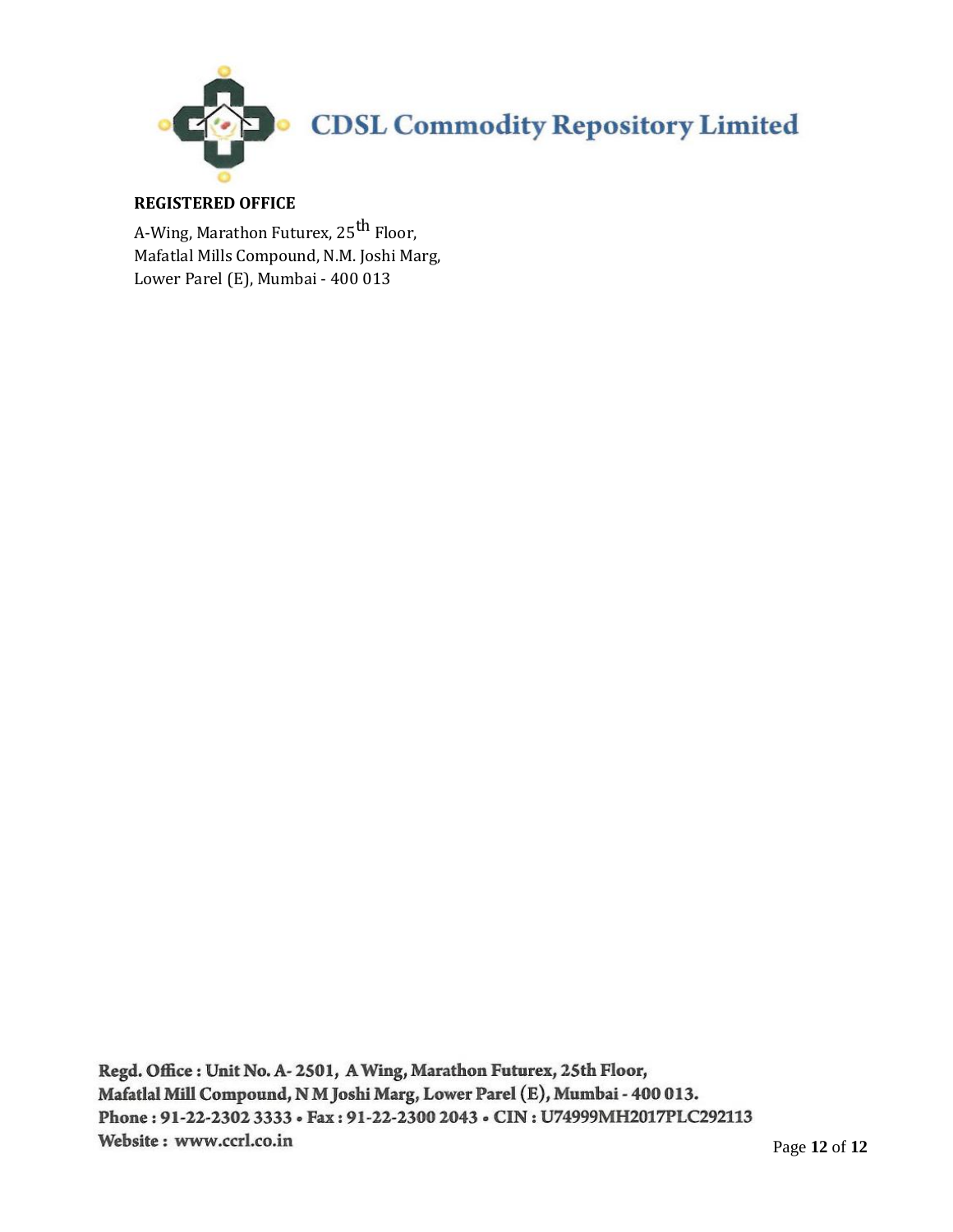**CDSL Commodity Repository Limited**

**REGISTERED OFFICE**

A-Wing, Marathon Futurex, 25th Floor,
Mafatlal Mills Compound, N.M. Joshi Marg,
Lower Parel (E), Mumbai - 400 013

**Regd. Office : Unit No. A- 2501, A Wing, Marathon Futurex, 25th Floor,**
**Mafatlal Mill Compound, N M Joshi Marg, Lower Parel (E), Mumbai - 400 013.**
**Phone : 91-22-2302 3333 • Fax : 91-22-2300 2043 • CIN : U74999MH2017PLC292113**
**Website : www.ccrl.co.in**